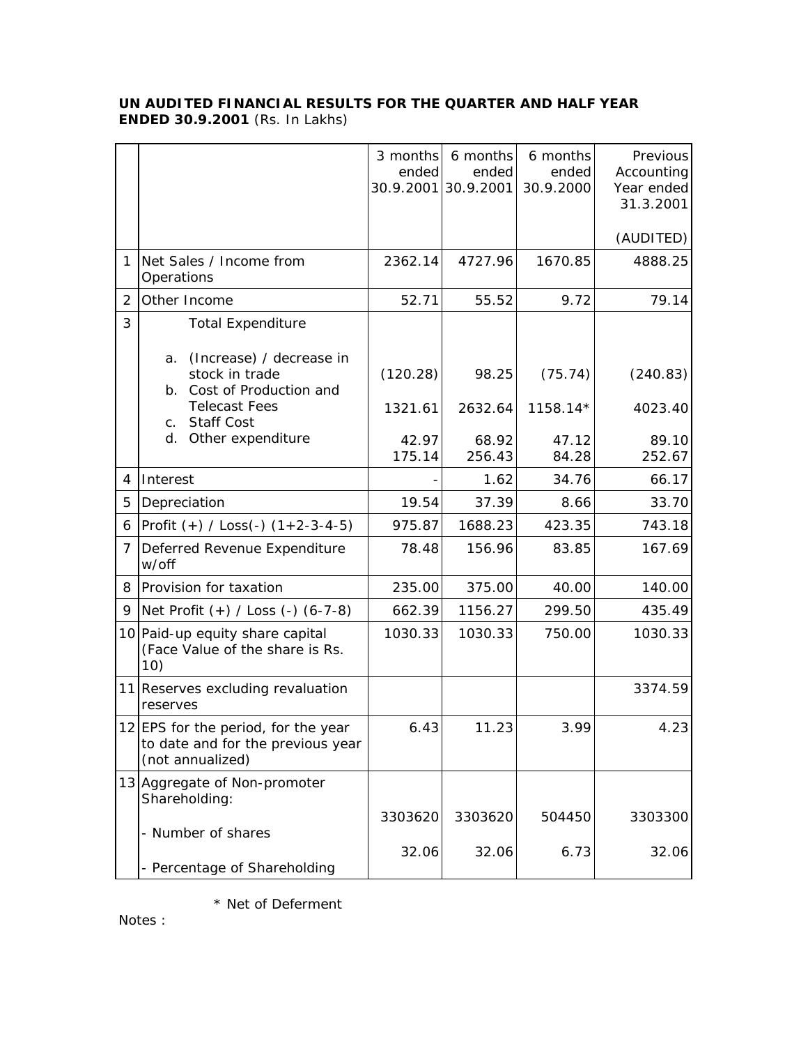**UN AUDITED FINANCIAL RESULTS FOR THE QUARTER AND HALF YEAR ENDED 30.9.2001** (Rs. In Lakhs)

| | | 3 months ended 30.9.2001 | 6 months ended 30.9.2001 | 6 months ended 30.9.2000 | Previous Accounting Year ended 31.3.2001 (AUDITED) |
|---|---|---|---|---|---|
| 1 | Net Sales / Income from Operations | 2362.14 | 4727.96 | 1670.85 | 4888.25 |
| 2 | Other Income | 52.71 | 55.52 | 9.72 | 79.14 |
| 3 | Total Expenditure | | | | |
| | a. (Increase) / decrease in stock in trade | (120.28) | 98.25 | (75.74) | (240.83) |
| | b. Cost of Production and Telecast Fees | 1321.61 | 2632.64 | 1158.14* | 4023.40 |
| | c. Staff Cost | 42.97 | 68.92 | 47.12 | 89.10 |
| | d. Other expenditure | 175.14 | 256.43 | 84.28 | 252.67 |
| 4 | Interest | - | 1.62 | 34.76 | 66.17 |
| 5 | Depreciation | 19.54 | 37.39 | 8.66 | 33.70 |
| 6 | Profit (+) / Loss(-) (1+2-3-4-5) | 975.87 | 1688.23 | 423.35 | 743.18 |
| 7 | Deferred Revenue Expenditure w/off | 78.48 | 156.96 | 83.85 | 167.69 |
| 8 | Provision for taxation | 235.00 | 375.00 | 40.00 | 140.00 |
| 9 | Net Profit (+) / Loss (-) (6-7-8) | 662.39 | 1156.27 | 299.50 | 435.49 |
| 10 | Paid-up equity share capital (Face Value of the share is Rs. 10) | 1030.33 | 1030.33 | 750.00 | 1030.33 |
| 11 | Reserves excluding revaluation reserves | | | | 3374.59 |
| 12 | EPS for the period, for the year to date and for the previous year (not annualized) | 6.43 | 11.23 | 3.99 | 4.23 |
| 13 | Aggregate of Non-promoter Shareholding: | | | | |
| | - Number of shares | 3303620 | 3303620 | 504450 | 3303300 |
| | - Percentage of Shareholding | 32.06 | 32.06 | 6.73 | 32.06 |

\* Net of Deferment

Notes :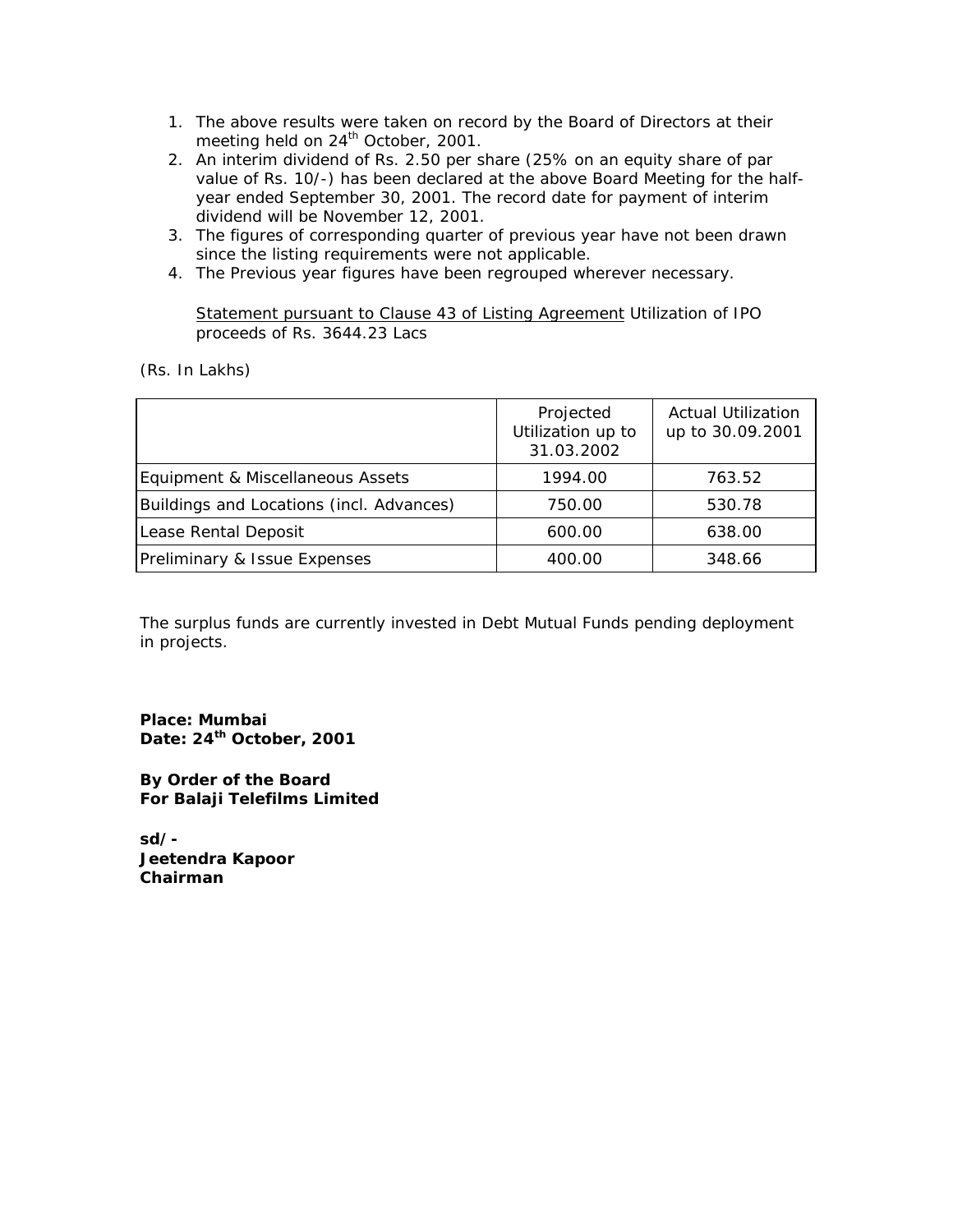1. The above results were taken on record by the Board of Directors at their meeting held on 24th October, 2001.
2. An interim dividend of Rs. 2.50 per share (25% on an equity share of par value of Rs. 10/-) has been declared at the above Board Meeting for the half-year ended September 30, 2001. The record date for payment of interim dividend will be November 12, 2001.
3. The figures of corresponding quarter of previous year have not been drawn since the listing requirements were not applicable.
4. The Previous year figures have been regrouped wherever necessary.

<u>Statement pursuant to Clause 43 of Listing Agreement</u> Utilization of IPO proceeds of Rs. 3644.23 Lacs

(Rs. In Lakhs)

| | Projected Utilization up to 31.03.2002 | Actual Utilization up to 30.09.2001 |
|---|---|---|
| Equipment & Miscellaneous Assets | 1994.00 | 763.52 |
| Buildings and Locations (incl. Advances) | 750.00 | 530.78 |
| Lease Rental Deposit | 600.00 | 638.00 |
| Preliminary & Issue Expenses | 400.00 | 348.66 |

The surplus funds are currently invested in Debt Mutual Funds pending deployment in projects.

**Place: Mumbai**
**Date: 24th October, 2001**

**By Order of the Board**
**For Balaji Telefilms Limited**

**sd/-**
**Jeetendra Kapoor**
**Chairman**